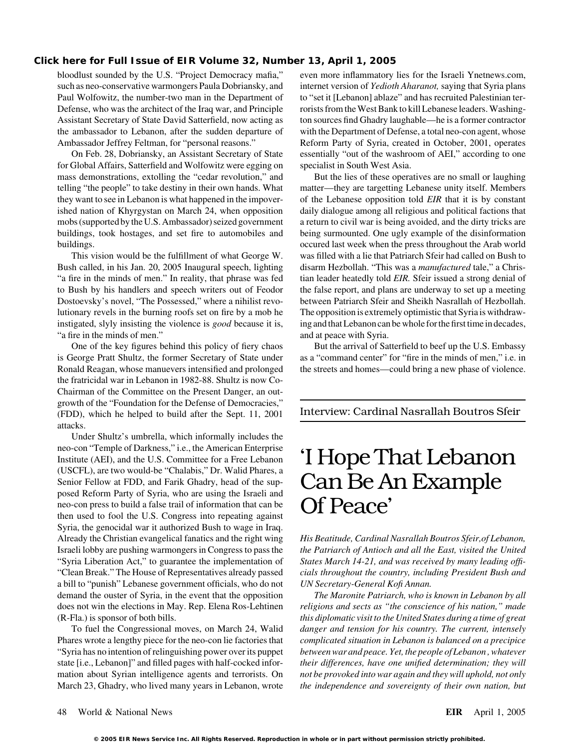bloodlust sounded by the U.S. "Project Democracy mafia," such as neo-conservative warmongers Paula Dobriansky, and Paul Wolfowitz, the number-two man in the Department of Defense, who was the architect of the Iraq war, and Principle Assistant Secretary of State David Satterfield, now acting as the ambassador to Lebanon, after the sudden departure of Ambassador Jeffrey Feltman, for "personal reasons."

On Feb. 28, Dobriansky, an Assistant Secretary of State for Global Affairs, Satterfield and Wolfowitz were egging on mass demonstrations, extolling the "cedar revolution," and telling "the people" to take destiny in their own hands. What they want to see in Lebanon is what happened in the impoverished nation of Khyrgystan on March 24, when opposition mobs (supported by the U.S. Ambassador) seized government buildings, took hostages, and set fire to automobiles and buildings.

This vision would be the fulfillment of what George W. Bush called, in his Jan. 20, 2005 Inaugural speech, lighting "a fire in the minds of men." In reality, that phrase was fed to Bush by his handlers and speech writers out of Feodor Dostoevsky's novel, "The Possessed," where a nihilist revolutionary revels in the burning roofs set on fire by a mob he instigated, slyly insisting the violence is *good* because it is, "a fire in the minds of men."

One of the key figures behind this policy of fiery chaos is George Pratt Shultz, the former Secretary of State under Ronald Reagan, whose manuevers intensified and prolonged the fratricidal war in Lebanon in 1982-88. Shultz is now Co-Chairman of the Committee on the Present Danger, an outgrowth of the "Foundation for the Defense of Democracies," (FDD), which he helped to build after the Sept. 11, 2001 attacks.

Under Shultz's umbrella, which informally includes the neo-con "Temple of Darkness," i.e., the American Enterprise Institute (AEI), and the U.S. Committee for a Free Lebanon (USCFL), are two would-be "Chalabis," Dr. Walid Phares, a Senior Fellow at FDD, and Farik Ghadry, head of the supposed Reform Party of Syria, who are using the Israeli and neo-con press to build a false trail of information that can be then used to fool the U.S. Congress into repeating against Syria, the genocidal war it authorized Bush to wage in Iraq. Already the Christian evangelical fanatics and the right wing Israeli lobby are pushing warmongers in Congress to pass the "Syria Liberation Act," to guarantee the implementation of "Clean Break." The House of Representatives already passed a bill to "punish" Lebanese government officials, who do not demand the ouster of Syria, in the event that the opposition does not win the elections in May. Rep. Elena Ros-Lehtinen (R-Fla.) is sponsor of both bills.

To fuel the Congressional moves, on March 24, Walid Phares wrote a lengthy piece for the neo-con lie factories that "Syria has no intention of relinguishing power over its puppet state [i.e., Lebanon]" and filled pages with half-cocked information about Syrian intelligence agents and terrorists. On March 23, Ghadry, who lived many years in Lebanon, wrote even more inflammatory lies for the Israeli Ynetnews.com, internet version of *Yedioth Aharanot,* saying that Syria plans to "set it [Lebanon] ablaze" and has recruited Palestinian terrorists from the West Bank to kill Lebanese leaders. Washington sources find Ghadry laughable—he is a former contractor with the Department of Defense, a total neo-con agent, whose Reform Party of Syria, created in October, 2001, operates essentially "out of the washroom of AEI," according to one specialist in South West Asia.

But the lies of these operatives are no small or laughing matter—they are targetting Lebanese unity itself. Members of the Lebanese opposition told *EIR* that it is by constant daily dialogue among all religious and political factions that a return to civil war is being avoided, and the dirty tricks are being surmounted. One ugly example of the disinformation occured last week when the press throughout the Arab world was filled with a lie that Patriarch Sfeir had called on Bush to disarm Hezbollah. "This was a *manufactured* tale," a Christian leader heatedly told *EIR.* Sfeir issued a strong denial of the false report, and plans are underway to set up a meeting between Patriarch Sfeir and Sheikh Nasrallah of Hezbollah. The opposition is extremely optimistic that Syria is withdrawing and that Lebanon can be whole for the first time in decades, and at peace with Syria.

But the arrival of Satterfield to beef up the U.S. Embassy as a "command center" for "fire in the minds of men," i.e. in the streets and homes—could bring a new phase of violence.

Interview: Cardinal Nasrallah Boutros Sfeir

# 'I Hope That Lebanon Can Be An Example Of Peace'

*His Beatitude, Cardinal Nasrallah Boutros Sfeir,of Lebanon, the Patriarch of Antioch and all the East, visited the United States March 14-21, and was received by many leading officials throughout the country, including President Bush and UN Secretary-General Kofi Annan.*

*The Maronite Patriarch, who is known in Lebanon by all religions and sects as "the conscience of his nation," made this diplomatic visit to the United States during a time of great danger and tension for his country. The current, intensely complicated situation in Lebanon is balanced on a precipice between war and peace. Yet, the people of Lebanon , whatever their differences, have one unified determination; they will not be provoked into war again and they will uphold, not only the independence and sovereignty of their own nation, but*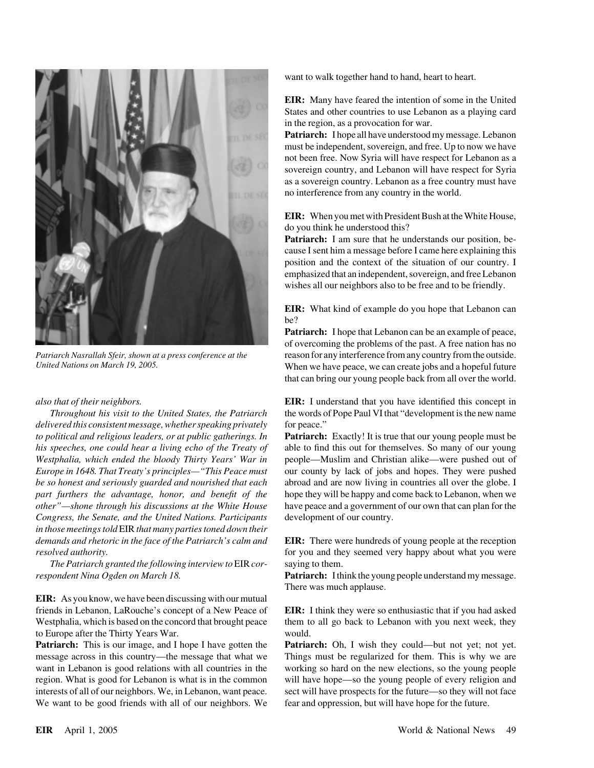Patriarch Nasrallah Sfeir, shown at a press conference at the United Nations on March 19, 2005.

*also that of their neighbors.*

*Throughout his visit to the United States, the Patriarch delivered this consistent message, whether speaking privately to political and religious leaders, or at public gatherings. In his speeches, one could hear a living echo of the Treaty of Westphalia, which ended the bloody Thirty Years' War in Europe in 1648. That Treaty's principles—"This Peace must be so honest and seriously guarded and nourished that each part furthers the advantage, honor, and benefit of the other"—shone through his discussions at the White House Congress, the Senate, and the United Nations. Participants in those meetings told* EIR *that many parties toned down their demands and rhetoric in the face of the Patriarch's calm and resolved authority.*

*The Patriarch granted the following interview to* EIR *correspondent Nina Ogden on March 18.*

**EIR:** As you know, we have been discussing with our mutual friends in Lebanon, LaRouche's concept of a New Peace of Westphalia, which is based on the concord that brought peace to Europe after the Thirty Years War.

**Patriarch:** This is our image, and I hope I have gotten the message across in this country—the message that what we want in Lebanon is good relations with all countries in the region. What is good for Lebanon is what is in the common interests of all of our neighbors. We, in Lebanon, want peace. We want to be good friends with all of our neighbors. We want to walk together hand to hand, heart to heart.

**EIR:** Many have feared the intention of some in the United States and other countries to use Lebanon as a playing card in the region, as a provocation for war.

**Patriarch:** I hope all have understood my message. Lebanon must be independent, sovereign, and free. Up to now we have not been free. Now Syria will have respect for Lebanon as a sovereign country, and Lebanon will have respect for Syria as a sovereign country. Lebanon as a free country must have no interference from any country in the world.

**EIR:** When you met with President Bush at the White House, do you think he understood this?

**Patriarch:** I am sure that he understands our position, because I sent him a message before I came here explaining this position and the context of the situation of our country. I emphasized that an independent, sovereign, and free Lebanon wishes all our neighbors also to be free and to be friendly.

**EIR:** What kind of example do you hope that Lebanon can be?

**Patriarch:** I hope that Lebanon can be an example of peace, of overcoming the problems of the past. A free nation has no reason for any interference from any country from the outside. When we have peace, we can create jobs and a hopeful future that can bring our young people back from all over the world.

**EIR:** I understand that you have identified this concept in the words of Pope Paul VI that "development is the new name for peace."

**Patriarch:** Exactly! It is true that our young people must be able to find this out for themselves. So many of our young people—Muslim and Christian alike—were pushed out of our county by lack of jobs and hopes. They were pushed abroad and are now living in countries all over the globe. I hope they will be happy and come back to Lebanon, when we have peace and a government of our own that can plan for the development of our country.

**EIR:** There were hundreds of young people at the reception for you and they seemed very happy about what you were saying to them.

**Patriarch:** I think the young people understand my message. There was much applause.

**EIR:** I think they were so enthusiastic that if you had asked them to all go back to Lebanon with you next week, they would.

**Patriarch:** Oh, I wish they could—but not yet; not yet. Things must be regularized for them. This is why we are working so hard on the new elections, so the young people will have hope—so the young people of every religion and sect will have prospects for the future—so they will not face fear and oppression, but will have hope for the future.